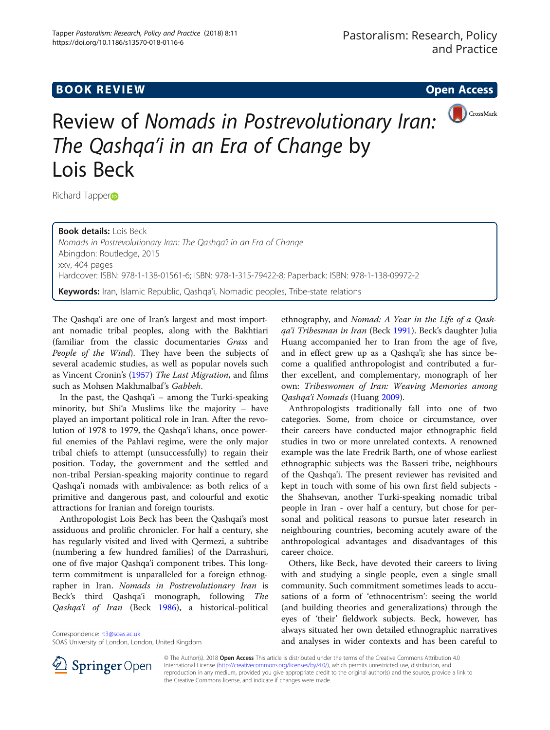**BOOK REVIEW** **Open Access**

# Review of *Nomads in Postrevolutionary Iran: The Qashqa'i in an Era of Change* by Lois Beck

Richard Tapper

**Book details:** Lois Beck
*Nomads in Postrevolutionary Iran: The Qashqa'i in an Era of Change*
Abingdon: Routledge, 2015
xxv, 404 pages
Hardcover: ISBN: 978-1-138-01561-6; ISBN: 978-1-315-79422-8; Paperback: ISBN: 978-1-138-09972-2

**Keywords:** Iran, Islamic Republic, Qashqa'i, Nomadic peoples, Tribe-state relations

The Qashqa'i are one of Iran's largest and most important nomadic tribal peoples, along with the Bakhtiari (familiar from the classic documentaries *Grass* and *People of the Wind*). They have been the subjects of several academic studies, as well as popular novels such as Vincent Cronin's (1957) *The Last Migration*, and films such as Mohsen Makhmalbaf's *Gabbeh*.

In the past, the Qashqa'i – among the Turki-speaking minority, but Shi'a Muslims like the majority – have played an important political role in Iran. After the revolution of 1978 to 1979, the Qashqa'i khans, once powerful enemies of the Pahlavi regime, were the only major tribal chiefs to attempt (unsuccessfully) to regain their position. Today, the government and the settled and non-tribal Persian-speaking majority continue to regard Qashqa'i nomads with ambivalence: as both relics of a primitive and dangerous past, and colourful and exotic attractions for Iranian and foreign tourists.

Anthropologist Lois Beck has been the Qashqai's most assiduous and prolific chronicler. For half a century, she has regularly visited and lived with Qermezi, a subtribe (numbering a few hundred families) of the Darrashuri, one of five major Qashqa'i component tribes. This long-term commitment is unparalleled for a foreign ethnographer in Iran. *Nomads in Postrevolutionary Iran* is Beck's third Qashqa'i monograph, following *The Qashqa'i of Iran* (Beck 1986), a historical-political ethnography, and *Nomad: A Year in the Life of a Qashqa'i Tribesman in Iran* (Beck 1991). Beck's daughter Julia Huang accompanied her to Iran from the age of five, and in effect grew up as a Qashqa'i; she has since become a qualified anthropologist and contributed a further excellent, and complementary, monograph of her own: *Tribeswomen of Iran: Weaving Memories among Qashqa'i Nomads* (Huang 2009).

Anthropologists traditionally fall into one of two categories. Some, from choice or circumstance, over their careers have conducted major ethnographic field studies in two or more unrelated contexts. A renowned example was the late Fredrik Barth, one of whose earliest ethnographic subjects was the Basseri tribe, neighbours of the Qashqa'i. The present reviewer has revisited and kept in touch with some of his own first field subjects - the Shahsevan, another Turki-speaking nomadic tribal people in Iran - over half a century, but chose for personal and political reasons to pursue later research in neighbouring countries, becoming acutely aware of the anthropological advantages and disadvantages of this career choice.

Others, like Beck, have devoted their careers to living with and studying a single people, even a single small community. Such commitment sometimes leads to accusations of a form of 'ethnocentrism': seeing the world (and building theories and generalizations) through the eyes of 'their' fieldwork subjects. Beck, however, has always situated her own detailed ethnographic narratives and analyses in wider contexts and has been careful to

Correspondence: rt3@soas.ac.uk
SOAS University of London, London, United Kingdom

© The Author(s). 2018 **Open Access** This article is distributed under the terms of the Creative Commons Attribution 4.0 International License (http://creativecommons.org/licenses/by/4.0/), which permits unrestricted use, distribution, and reproduction in any medium, provided you give appropriate credit to the original author(s) and the source, provide a link to the Creative Commons license, and indicate if changes were made.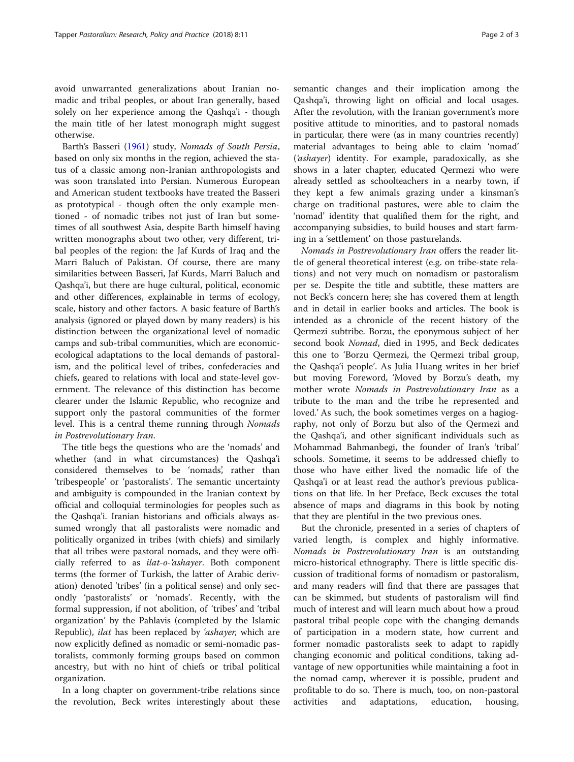avoid unwarranted generalizations about Iranian nomadic and tribal peoples, or about Iran generally, based solely on her experience among the Qashqa'i - though the main title of her latest monograph might suggest otherwise.

Barth's Basseri (1961) study, *Nomads of South Persia*, based on only six months in the region, achieved the status of a classic among non-Iranian anthropologists and was soon translated into Persian. Numerous European and American student textbooks have treated the Basseri as prototypical - though often the only example mentioned - of nomadic tribes not just of Iran but sometimes of all southwest Asia, despite Barth himself having written monographs about two other, very different, tribal peoples of the region: the Jaf Kurds of Iraq and the Marri Baluch of Pakistan. Of course, there are many similarities between Basseri, Jaf Kurds, Marri Baluch and Qashqa'i, but there are huge cultural, political, economic and other differences, explainable in terms of ecology, scale, history and other factors. A basic feature of Barth's analysis (ignored or played down by many readers) is his distinction between the organizational level of nomadic camps and sub-tribal communities, which are economic-ecological adaptations to the local demands of pastoralism, and the political level of tribes, confederacies and chiefs, geared to relations with local and state-level government. The relevance of this distinction has become clearer under the Islamic Republic, who recognize and support only the pastoral communities of the former level. This is a central theme running through *Nomads in Postrevolutionary Iran*.

The title begs the questions who are the 'nomads' and whether (and in what circumstances) the Qashqa'i considered themselves to be 'nomads', rather than 'tribespeople' or 'pastoralists'. The semantic uncertainty and ambiguity is compounded in the Iranian context by official and colloquial terminologies for peoples such as the Qashqa'i. Iranian historians and officials always assumed wrongly that all pastoralists were nomadic and politically organized in tribes (with chiefs) and similarly that all tribes were pastoral nomads, and they were officially referred to as *ilat-o-'ashayer*. Both component terms (the former of Turkish, the latter of Arabic derivation) denoted 'tribes' (in a political sense) and only secondly 'pastoralists' or 'nomads'. Recently, with the formal suppression, if not abolition, of 'tribes' and 'tribal organization' by the Pahlavis (completed by the Islamic Republic), *ilat* has been replaced by *'ashayer*, which are now explicitly defined as nomadic or semi-nomadic pastoralists, commonly forming groups based on common ancestry, but with no hint of chiefs or tribal political organization.

In a long chapter on government-tribe relations since the revolution, Beck writes interestingly about these semantic changes and their implication among the Qashqa'i, throwing light on official and local usages. After the revolution, with the Iranian government's more positive attitude to minorities, and to pastoral nomads in particular, there were (as in many countries recently) material advantages to being able to claim 'nomad' (*'ashayer*) identity. For example, paradoxically, as she shows in a later chapter, educated Qermezi who were already settled as schoolteachers in a nearby town, if they kept a few animals grazing under a kinsman's charge on traditional pastures, were able to claim the 'nomad' identity that qualified them for the right, and accompanying subsidies, to build houses and start farming in a 'settlement' on those pasturelands.

*Nomads in Postrevolutionary Iran* offers the reader little of general theoretical interest (e.g. on tribe-state relations) and not very much on nomadism or pastoralism per se. Despite the title and subtitle, these matters are not Beck's concern here; she has covered them at length and in detail in earlier books and articles. The book is intended as a chronicle of the recent history of the Qermezi subtribe. Borzu, the eponymous subject of her second book *Nomad*, died in 1995, and Beck dedicates this one to 'Borzu Qermezi, the Qermezi tribal group, the Qashqa'i people'. As Julia Huang writes in her brief but moving Foreword, 'Moved by Borzu's death, my mother wrote *Nomads in Postrevolutionary Iran* as a tribute to the man and the tribe he represented and loved.' As such, the book sometimes verges on a hagiography, not only of Borzu but also of the Qermezi and the Qashqa'i, and other significant individuals such as Mohammad Bahmanbegi, the founder of Iran's 'tribal' schools. Sometime, it seems to be addressed chiefly to those who have either lived the nomadic life of the Qashqa'i or at least read the author's previous publications on that life. In her Preface, Beck excuses the total absence of maps and diagrams in this book by noting that they are plentiful in the two previous ones.

But the chronicle, presented in a series of chapters of varied length, is complex and highly informative. *Nomads in Postrevolutionary Iran* is an outstanding micro-historical ethnography. There is little specific discussion of traditional forms of nomadism or pastoralism, and many readers will find that there are passages that can be skimmed, but students of pastoralism will find much of interest and will learn much about how a proud pastoral tribal people cope with the changing demands of participation in a modern state, how current and former nomadic pastoralists seek to adapt to rapidly changing economic and political conditions, taking advantage of new opportunities while maintaining a foot in the nomad camp, wherever it is possible, prudent and profitable to do so. There is much, too, on non-pastoral activities and adaptations, education, housing,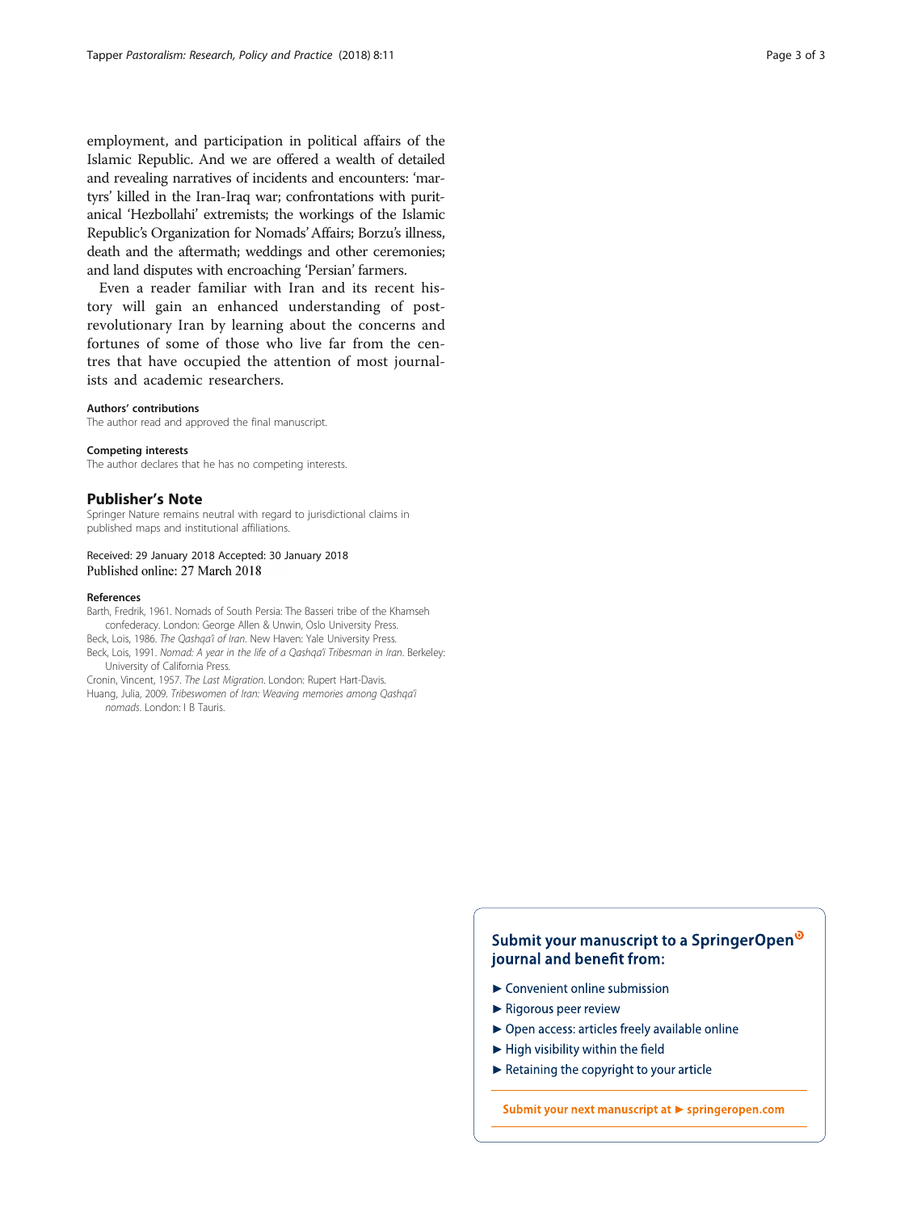employment, and participation in political affairs of the Islamic Republic. And we are offered a wealth of detailed and revealing narratives of incidents and encounters: 'martyrs' killed in the Iran-Iraq war; confrontations with puritanical 'Hezbollahi' extremists; the workings of the Islamic Republic's Organization for Nomads' Affairs; Borzu's illness, death and the aftermath; weddings and other ceremonies; and land disputes with encroaching 'Persian' farmers.

Even a reader familiar with Iran and its recent history will gain an enhanced understanding of post-revolutionary Iran by learning about the concerns and fortunes of some of those who live far from the centres that have occupied the attention of most journalists and academic researchers.

#### Authors' contributions

The author read and approved the final manuscript.

#### Competing interests

The author declares that he has no competing interests.

### Publisher's Note

Springer Nature remains neutral with regard to jurisdictional claims in published maps and institutional affiliations.

Received: 29 January 2018 Accepted: 30 January 2018
Published online: 27 March 2018

#### References

Barth, Fredrik, 1961. Nomads of South Persia: The Basseri tribe of the Khamseh confederacy. London: George Allen & Unwin, Oslo University Press.

Beck, Lois, 1986. *The Qashqa'i of Iran*. New Haven: Yale University Press.

Beck, Lois, 1991. *Nomad: A year in the life of a Qashqa'i Tribesman in Iran*. Berkeley: University of California Press.

Cronin, Vincent, 1957. *The Last Migration*. London: Rupert Hart-Davis.

Huang, Julia, 2009. *Tribeswomen of Iran: Weaving memories among Qashqa'i nomads*. London: I B Tauris.

**Submit your manuscript to a SpringerOpen journal and benefit from:**

- ► Convenient online submission
- ► Rigorous peer review
- ► Open access: articles freely available online
- ► High visibility within the field
- ► Retaining the copyright to your article

Submit your next manuscript at ► springeropen.com